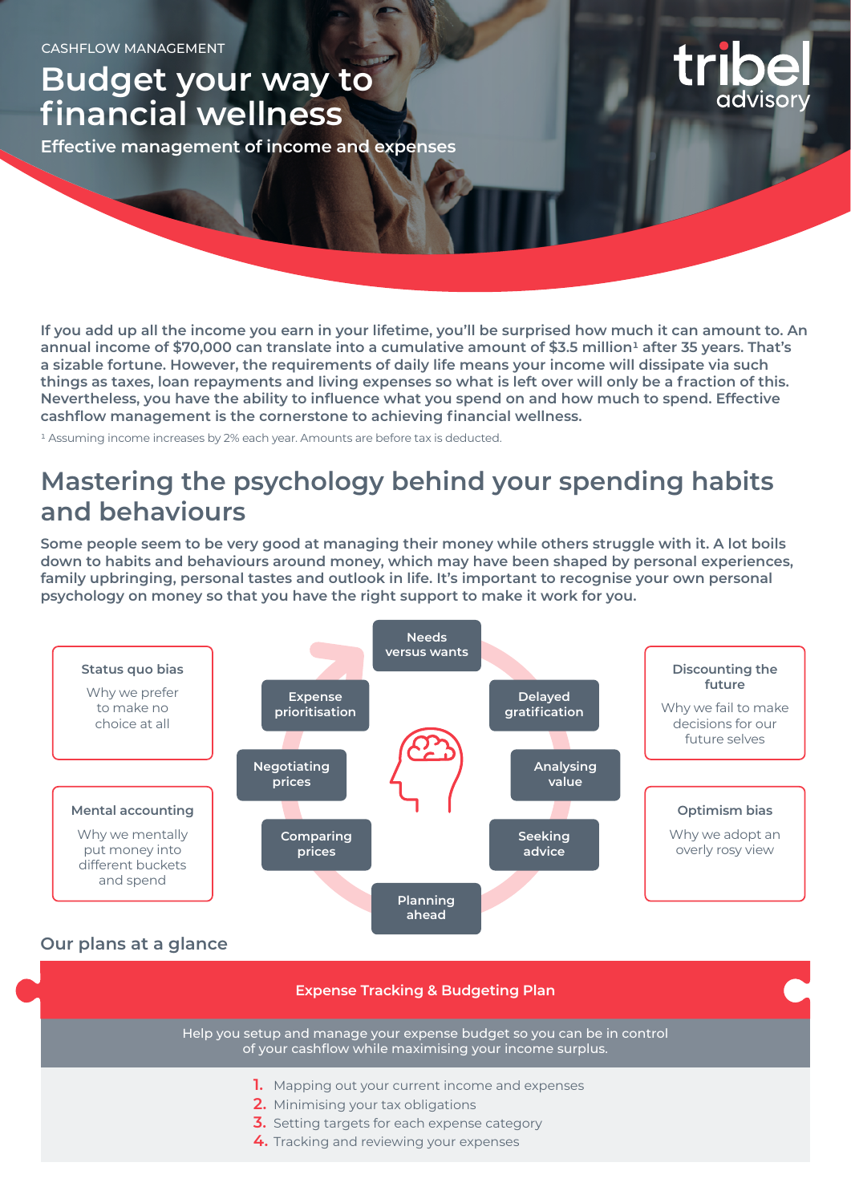CASHFLOW MANAGEMENT

# Budget your way to financial wellness

**Effective management of income and expenses**

tribel advisory

**If you add up all the income you earn in your lifetime, you'll be surprised how much it can amount to. An annual income of $70,000 can translate into a cumulative amount of $3.5 million[1] after 35 years. That's a sizable fortune. However, the requirements of daily life means your income will dissipate via such things as taxes, loan repayments and living expenses so what is left over will only be a fraction of this. Nevertheless, you have the ability to influence what you spend on and how much to spend. Effective cashflow management is the cornerstone to achieving financial wellness.**

[1] Assuming income increases by 2% each year. Amounts are before tax is deducted.

## Mastering the psychology behind your spending habits and behaviours

**Some people seem to be very good at managing their money while others struggle with it. A lot boils down to habits and behaviours around money, which may have been shaped by personal experiences, family upbringing, personal tastes and outlook in life. It's important to recognise your own personal psychology on money so that you have the right support to make it work for you.**

**Status quo bias**
Why we prefer to make no choice at all

**Mental accounting**
Why we mentally put money into different buckets and spend

- Needs versus wants
- Delayed gratification
- Analysing value
- Seeking advice
- Planning ahead
- Comparing prices
- Negotiating prices
- Expense prioritisation

**Discounting the future**
Why we fail to make decisions for our future selves

**Optimism bias**
Why we adopt an overly rosy view

### Our plans at a glance

**Expense Tracking & Budgeting Plan**

Help you setup and manage your expense budget so you can be in control of your cashflow while maximising your income surplus.

1. Mapping out your current income and expenses
2. Minimising your tax obligations
3. Setting targets for each expense category
4. Tracking and reviewing your expenses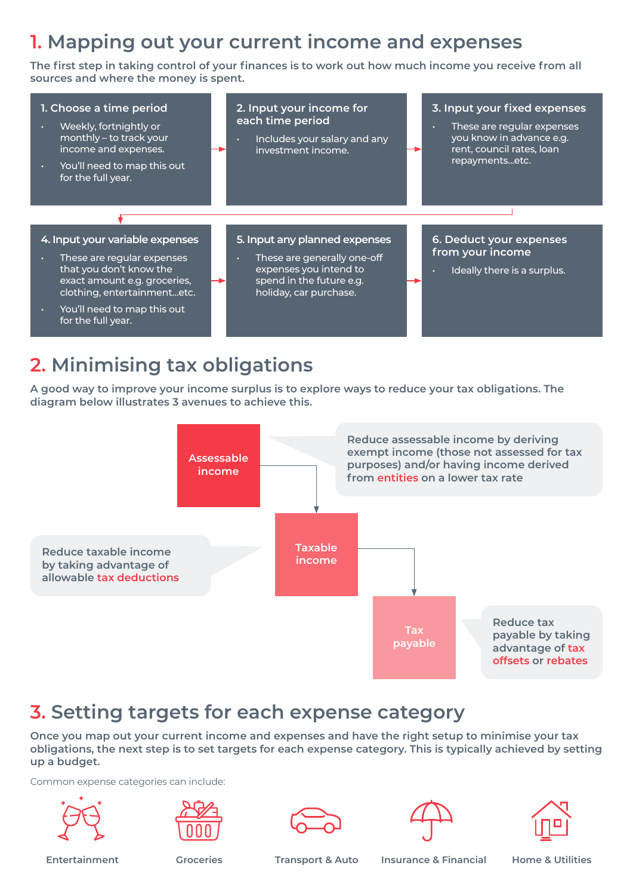## 1. Mapping out your current income and expenses

**The first step in taking control of your finances is to work out how much income you receive from all sources and where the money is spent.**

**1. Choose a time period**

- Weekly, fortnightly or monthly – to track your income and expenses.
- You'll need to map this out for the full year.

**2. Input your income for each time period**

- Includes your salary and any investment income.

**3. Input your fixed expenses**

- These are regular expenses you know in advance e.g. rent, council rates, loan repayments...etc.

**4. Input your variable expenses**

- These are regular expenses that you don't know the exact amount e.g. groceries, clothing, entertainment...etc.
- You'll need to map this out for the full year.

**5. Input any planned expenses**

- These are generally one-off expenses you intend to spend in the future e.g. holiday, car purchase.

**6. Deduct your expenses from your income**

- Ideally there is a surplus.

## 2. Minimising tax obligations

**A good way to improve your income surplus is to explore ways to reduce your tax obligations. The diagram below illustrates 3 avenues to achieve this.**

**Assessable income** → **Taxable income** → **Tax payable**

- **Assessable income:** Reduce assessable income by deriving exempt income (those not assessed for tax purposes) and/or having income derived from entities on a lower tax rate
- **Taxable income:** Reduce taxable income by taking advantage of allowable tax deductions
- **Tax payable:** Reduce tax payable by taking advantage of tax offsets or rebates

## 3. Setting targets for each expense category

**Once you map out your current income and expenses and have the right setup to minimise your tax obligations, the next step is to set targets for each expense category. This is typically achieved by setting up a budget.**

Common expense categories can include:

- Entertainment
- Groceries
- Transport & Auto
- Insurance & Financial
- Home & Utilities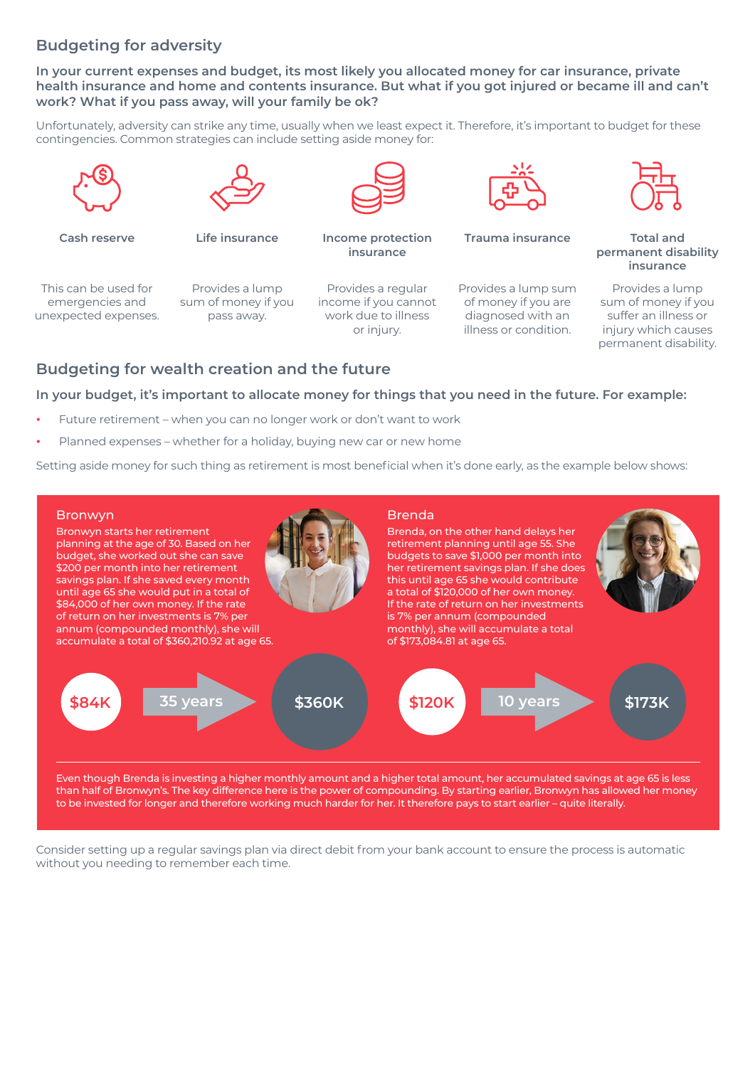## Budgeting for adversity

**In your current expenses and budget, its most likely you allocated money for car insurance, private health insurance and home and contents insurance. But what if you got injured or became ill and can't work? What if you pass away, will your family be ok?**

Unfortunately, adversity can strike any time, usually when we least expect it. Therefore, it's important to budget for these contingencies. Common strategies can include setting aside money for:

**Cash reserve**

This can be used for emergencies and unexpected expenses.

**Life insurance**

Provides a lump sum of money if you pass away.

**Income protection insurance**

Provides a regular income if you cannot work due to illness or injury.

**Trauma insurance**

Provides a lump sum of money if you are diagnosed with an illness or condition.

**Total and permanent disability insurance**

Provides a lump sum of money if you suffer an illness or injury which causes permanent disability.

## Budgeting for wealth creation and the future

**In your budget, it's important to allocate money for things that you need in the future. For example:**

- Future retirement – when you can no longer work or don't want to work
- Planned expenses – whether for a holiday, buying new car or new home

Setting aside money for such thing as retirement is most beneficial when it's done early, as the example below shows:

### Bronwyn

Bronwyn starts her retirement planning at the age of 30. Based on her budget, she worked out she can save $200 per month into her retirement savings plan. If she saved every month until age 65 she would put in a total of $84,000 of her own money. If the rate of return on her investments is 7% per annum (compounded monthly), she will accumulate a total of $360,210.92 at age 65.

$84K → 35 years → $360K

### Brenda

Brenda, on the other hand delays her retirement planning until age 55. She budgets to save $1,000 per month into her retirement savings plan. If she does this until age 65 she would contribute a total of $120,000 of her own money. If the rate of return on her investments is 7% per annum (compounded monthly), she will accumulate a total of $173,084.81 at age 65.

$120K → 10 years → $173K

Even though Brenda is investing a higher monthly amount and a higher total amount, her accumulated savings at age 65 is less than half of Bronwyn's. The key difference here is the power of compounding. By starting earlier, Bronwyn has allowed her money to be invested for longer and therefore working much harder for her. It therefore pays to start earlier – quite literally.

Consider setting up a regular savings plan via direct debit from your bank account to ensure the process is automatic without you needing to remember each time.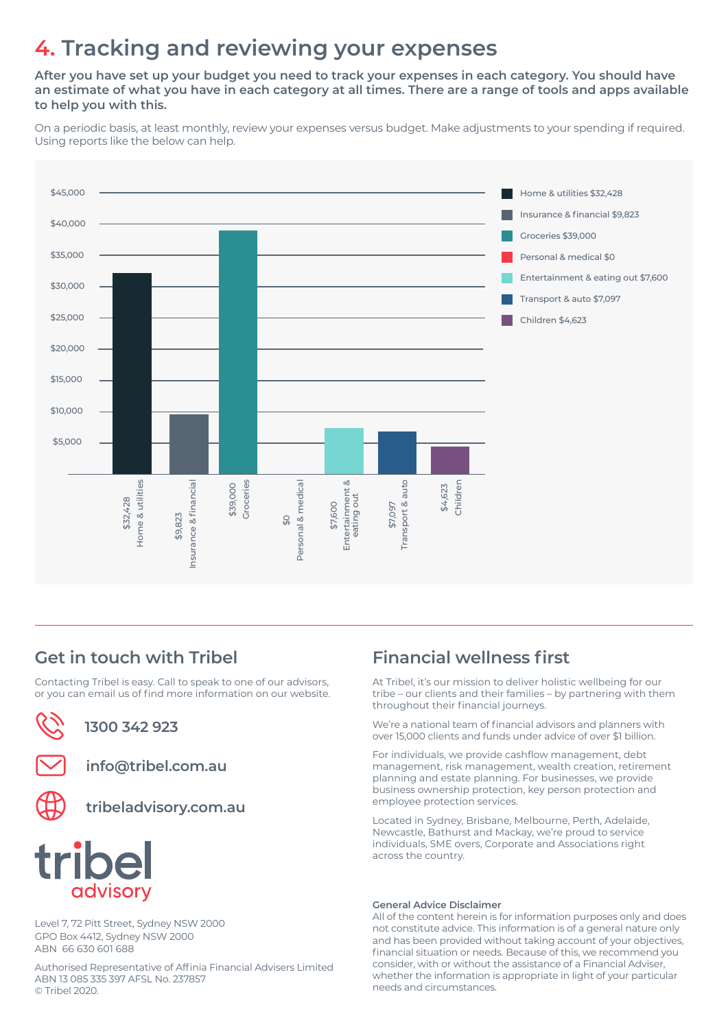# 4. Tracking and reviewing your expenses

**After you have set up your budget you need to track your expenses in each category. You should have an estimate of what you have in each category at all times. There are a range of tools and apps available to help you with this.**

On a periodic basis, at least monthly, review your expenses versus budget. Make adjustments to your spending if required. Using reports like the below can help.

$45,000
$40,000
$35,000
$30,000
$25,000
$20,000
$15,000
$10,000
$5,000

$32,428 Home & utilities
$9,823 Insurance & financial
$39,000 Groceries
$0 Personal & medical
$7,600 Entertainment & eating out
$7,097 Transport & auto
$4,623 Children

Home & utilities $32,428
Insurance & financial $9,823
Groceries $39,000
Personal & medical $0
Entertainment & eating out $7,600
Transport & auto $7,097
Children $4,623

## Get in touch with Tribel

Contacting Tribel is easy. Call to speak to one of our advisors, or you can email us of find more information on our website.

**1300 342 923**

**info@tribel.com.au**

**tribeladvisory.com.au**

tribel advisory

Level 7, 72 Pitt Street, Sydney NSW 2000
GPO Box 4412, Sydney NSW 2000
ABN 66 630 601 688

Authorised Representative of Affinia Financial Advisers Limited
ABN 13 085 335 397 AFSL No. 237857
© Tribel 2020.

## Financial wellness first

At Tribel, it's our mission to deliver holistic wellbeing for our tribe – our clients and their families – by partnering with them throughout their financial journeys.

We're a national team of financial advisors and planners with over 15,000 clients and funds under advice of over $1 billion.

For individuals, we provide cashflow management, debt management, risk management, wealth creation, retirement planning and estate planning. For businesses, we provide business ownership protection, key person protection and employee protection services.

Located in Sydney, Brisbane, Melbourne, Perth, Adelaide, Newcastle, Bathurst and Mackay, we're proud to service individuals, SME overs, Corporate and Associations right across the country.

**General Advice Disclaimer**
All of the content herein is for information purposes only and does not constitute advice. This information is of a general nature only and has been provided without taking account of your objectives, financial situation or needs. Because of this, we recommend you consider, with or without the assistance of a Financial Adviser, whether the information is appropriate in light of your particular needs and circumstances.